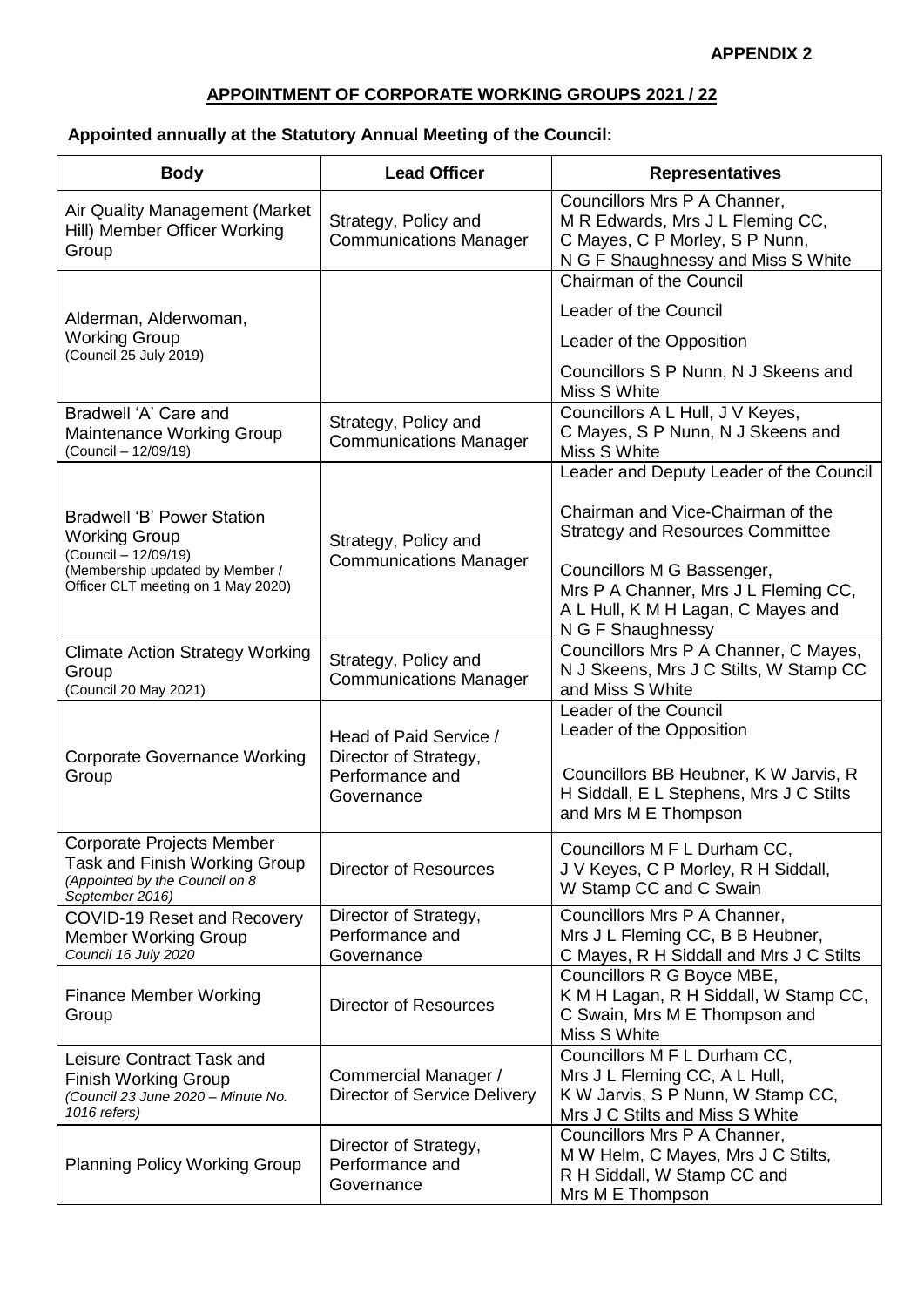**APPENDIX 2**

## APPOINTMENT OF CORPORATE WORKING GROUPS 2021 / 22

### Appointed annually at the Statutory Annual Meeting of the Council:

| Body | Lead Officer | Representatives |
|---|---|---|
| Air Quality Management (Market Hill) Member Officer Working Group | Strategy, Policy and Communications Manager | Councillors Mrs P A Channer, M R Edwards, Mrs J L Fleming CC, C Mayes, C P Morley, S P Nunn, N G F Shaughnessy and Miss S White |
| Alderman, Alderwoman, Working Group *(Council 25 July 2019)* | | Chairman of the Council<br><br>Leader of the Council<br><br>Leader of the Opposition<br><br>Councillors S P Nunn, N J Skeens and Miss S White |
| Bradwell 'A' Care and Maintenance Working Group *(Council – 12/09/19)* | Strategy, Policy and Communications Manager | Councillors A L Hull, J V Keyes, C Mayes, S P Nunn, N J Skeens and Miss S White |
| Bradwell 'B' Power Station Working Group *(Council – 12/09/19) (Membership updated by Member / Officer CLT meeting on 1 May 2020)* | Strategy, Policy and Communications Manager | Leader and Deputy Leader of the Council<br><br>Chairman and Vice-Chairman of the Strategy and Resources Committee<br><br>Councillors M G Bassenger, Mrs P A Channer, Mrs J L Fleming CC, A L Hull, K M H Lagan, C Mayes and N G F Shaughnessy |
| Climate Action Strategy Working Group *(Council 20 May 2021)* | Strategy, Policy and Communications Manager | Councillors Mrs P A Channer, C Mayes, N J Skeens, Mrs J C Stilts, W Stamp CC and Miss S White |
| Corporate Governance Working Group | Head of Paid Service / Director of Strategy, Performance and Governance | Leader of the Council<br>Leader of the Opposition<br><br>Councillors BB Heubner, K W Jarvis, R H Siddall, E L Stephens, Mrs J C Stilts and Mrs M E Thompson |
| Corporate Projects Member Task and Finish Working Group *(Appointed by the Council on 8 September 2016)* | Director of Resources | Councillors M F L Durham CC, J V Keyes, C P Morley, R H Siddall, W Stamp CC and C Swain |
| COVID-19 Reset and Recovery Member Working Group *Council 16 July 2020* | Director of Strategy, Performance and Governance | Councillors Mrs P A Channer, Mrs J L Fleming CC, B B Heubner, C Mayes, R H Siddall and Mrs J C Stilts |
| Finance Member Working Group | Director of Resources | Councillors R G Boyce MBE, K M H Lagan, R H Siddall, W Stamp CC, C Swain, Mrs M E Thompson and Miss S White |
| Leisure Contract Task and Finish Working Group *(Council 23 June 2020 – Minute No. 1016 refers)* | Commercial Manager / Director of Service Delivery | Councillors M F L Durham CC, Mrs J L Fleming CC, A L Hull, K W Jarvis, S P Nunn, W Stamp CC, Mrs J C Stilts and Miss S White |
| Planning Policy Working Group | Director of Strategy, Performance and Governance | Councillors Mrs P A Channer, M W Helm, C Mayes, Mrs J C Stilts, R H Siddall, W Stamp CC and Mrs M E Thompson |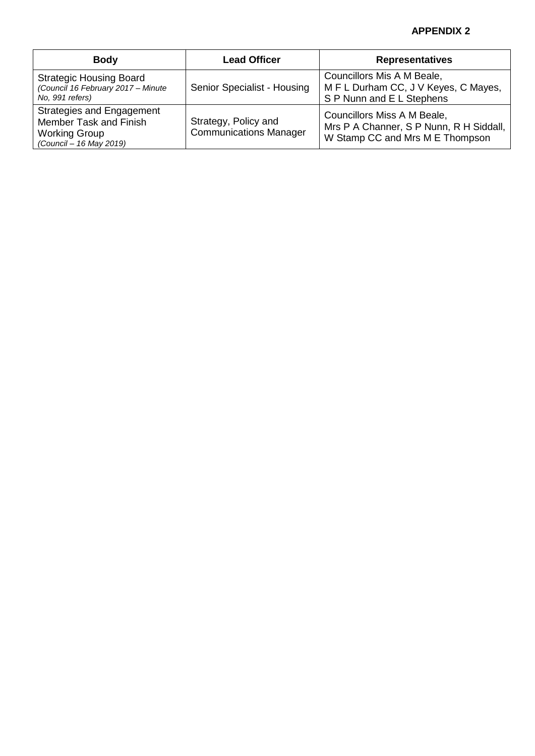**APPENDIX 2**

| Body | Lead Officer | Representatives |
| --- | --- | --- |
| Strategic Housing Board *(Council 16 February 2017 – Minute No, 991 refers)* | Senior Specialist - Housing | Councillors Mis A M Beale, M F L Durham CC, J V Keyes, C Mayes, S P Nunn and E L Stephens |
| Strategies and Engagement Member Task and Finish Working Group *(Council – 16 May 2019)* | Strategy, Policy and Communications Manager | Councillors Miss A M Beale, Mrs P A Channer, S P Nunn, R H Siddall, W Stamp CC and Mrs M E Thompson |